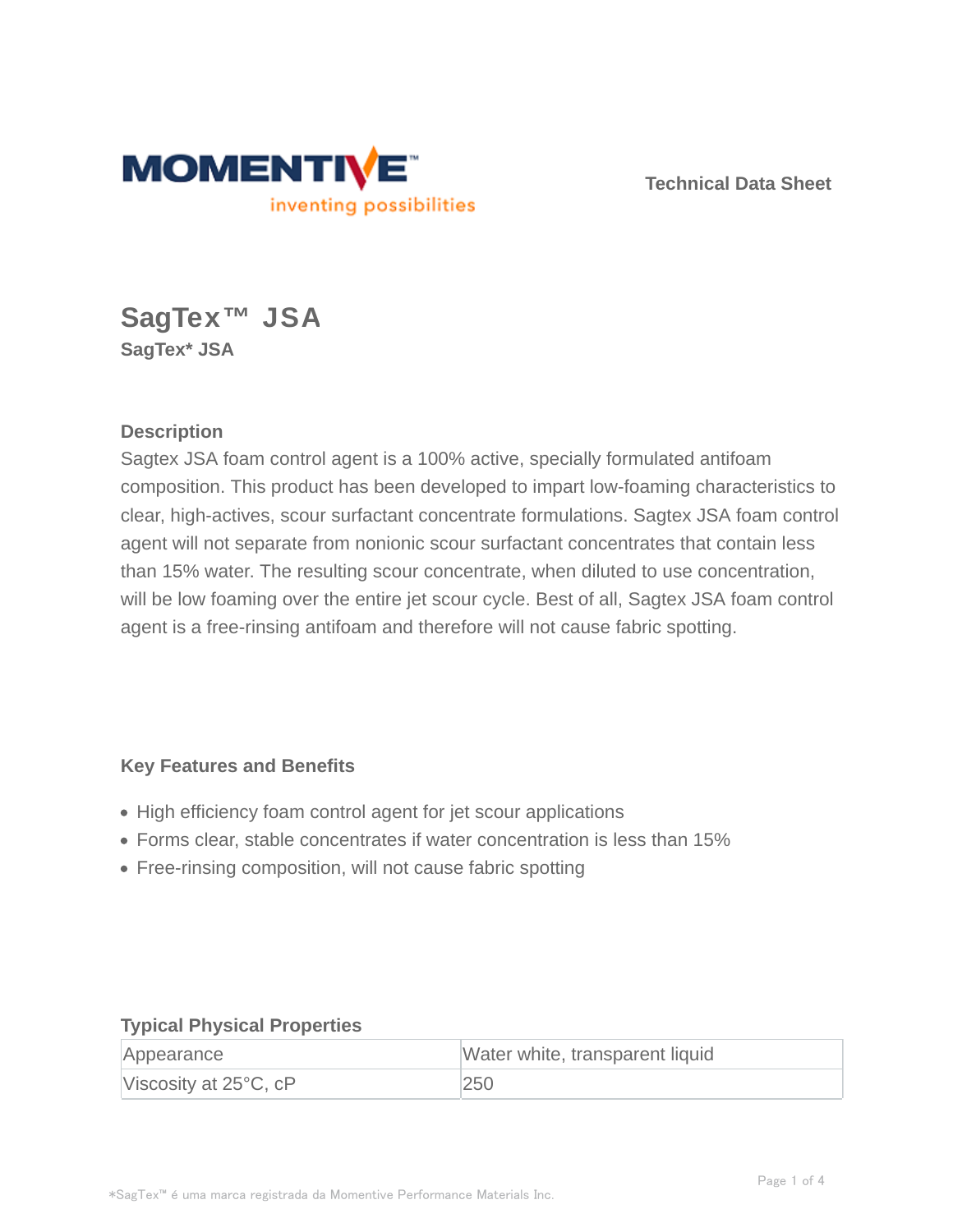Technical Data Sheet

# SagTex™ JSA

**SagTex* JSA**

## Description

Sagtex JSA foam control agent is a 100% active, specially formulated antifoam composition. This product has been developed to impart low-foaming characteristics to clear, high-actives, scour surfactant concentrate formulations. Sagtex JSA foam control agent will not separate from nonionic scour surfactant concentrates that contain less than 15% water. The resulting scour concentrate, when diluted to use concentration, will be low foaming over the entire jet scour cycle. Best of all, Sagtex JSA foam control agent is a free-rinsing antifoam and therefore will not cause fabric spotting.

## Key Features and Benefits

- High efficiency foam control agent for jet scour applications
- Forms clear, stable concentrates if water concentration is less than 15%
- Free-rinsing composition, will not cause fabric spotting

## Typical Physical Properties

| | |
|---|---|
| Appearance | Water white, transparent liquid |
| Viscosity at 25°C, cP | 250 |

*SagTex™ é uma marca registrada da Momentive Performance Materials Inc.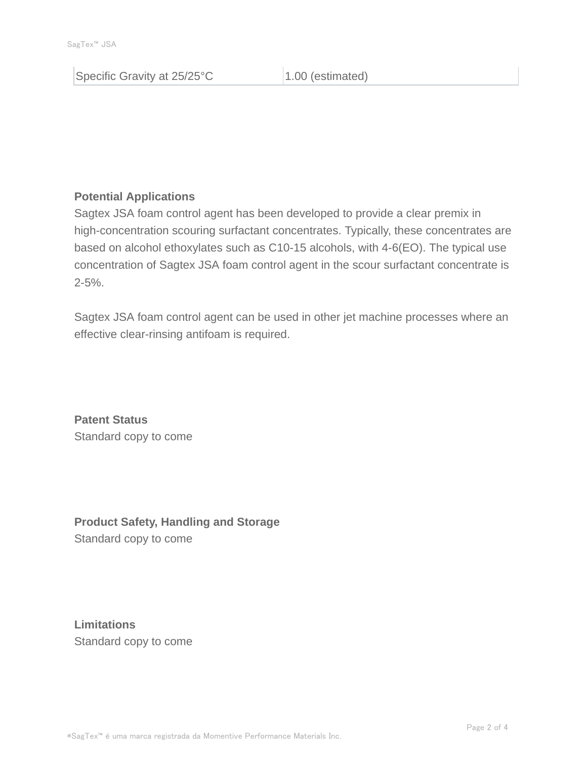| Specific Gravity at 25/25°C | 1.00 (estimated) |
|---|---|

**Potential Applications**

Sagtex JSA foam control agent has been developed to provide a clear premix in high-concentration scouring surfactant concentrates. Typically, these concentrates are based on alcohol ethoxylates such as C10-15 alcohols, with 4-6(EO). The typical use concentration of Sagtex JSA foam control agent in the scour surfactant concentrate is 2-5%.

Sagtex JSA foam control agent can be used in other jet machine processes where an effective clear-rinsing antifoam is required.

**Patent Status**

Standard copy to come

**Product Safety, Handling and Storage**

Standard copy to come

**Limitations**

Standard copy to come

*SagTex™ é uma marca registrada da Momentive Performance Materials Inc.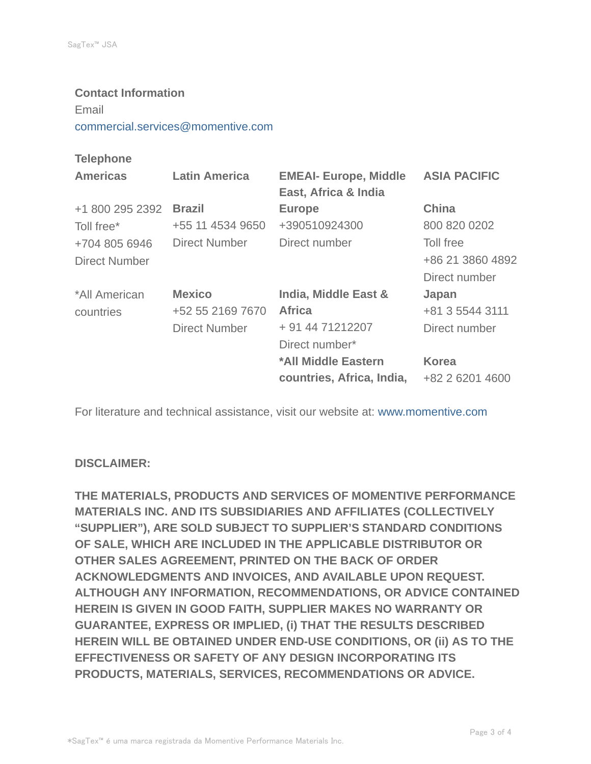**Contact Information**

Email

commercial.services@momentive.com

**Telephone**

| **Americas** | **Latin America** | **EMEAI- Europe, Middle East, Africa & India** | **ASIA PACIFIC** |
|---|---|---|---|
| +1 800 295 2392<br>Toll free*<br>+704 805 6946<br>Direct Number | **Brazil**<br>+55 11 4534 9650<br>Direct Number | **Europe**<br>+390510924300<br>Direct number | **China**<br>800 820 0202<br>Toll free<br>+86 21 3860 4892<br>Direct number |
| *All American countries | **Mexico**<br>+52 55 2169 7670<br>Direct Number | **India, Middle East & Africa**<br>+ 91 44 71212207<br>Direct number* | **Japan**<br>+81 3 5544 3111<br>Direct number |
| | | ***All Middle Eastern countries, Africa, India,** | **Korea**<br>+82 2 6201 4600 |

For literature and technical assistance, visit our website at: www.momentive.com

**DISCLAIMER:**

**THE MATERIALS, PRODUCTS AND SERVICES OF MOMENTIVE PERFORMANCE MATERIALS INC. AND ITS SUBSIDIARIES AND AFFILIATES (COLLECTIVELY "SUPPLIER"), ARE SOLD SUBJECT TO SUPPLIER'S STANDARD CONDITIONS OF SALE, WHICH ARE INCLUDED IN THE APPLICABLE DISTRIBUTOR OR OTHER SALES AGREEMENT, PRINTED ON THE BACK OF ORDER ACKNOWLEDGMENTS AND INVOICES, AND AVAILABLE UPON REQUEST. ALTHOUGH ANY INFORMATION, RECOMMENDATIONS, OR ADVICE CONTAINED HEREIN IS GIVEN IN GOOD FAITH, SUPPLIER MAKES NO WARRANTY OR GUARANTEE, EXPRESS OR IMPLIED, (i) THAT THE RESULTS DESCRIBED HEREIN WILL BE OBTAINED UNDER END-USE CONDITIONS, OR (ii) AS TO THE EFFECTIVENESS OR SAFETY OF ANY DESIGN INCORPORATING ITS PRODUCTS, MATERIALS, SERVICES, RECOMMENDATIONS OR ADVICE.**

*SagTex™ é uma marca registrada da Momentive Performance Materials Inc.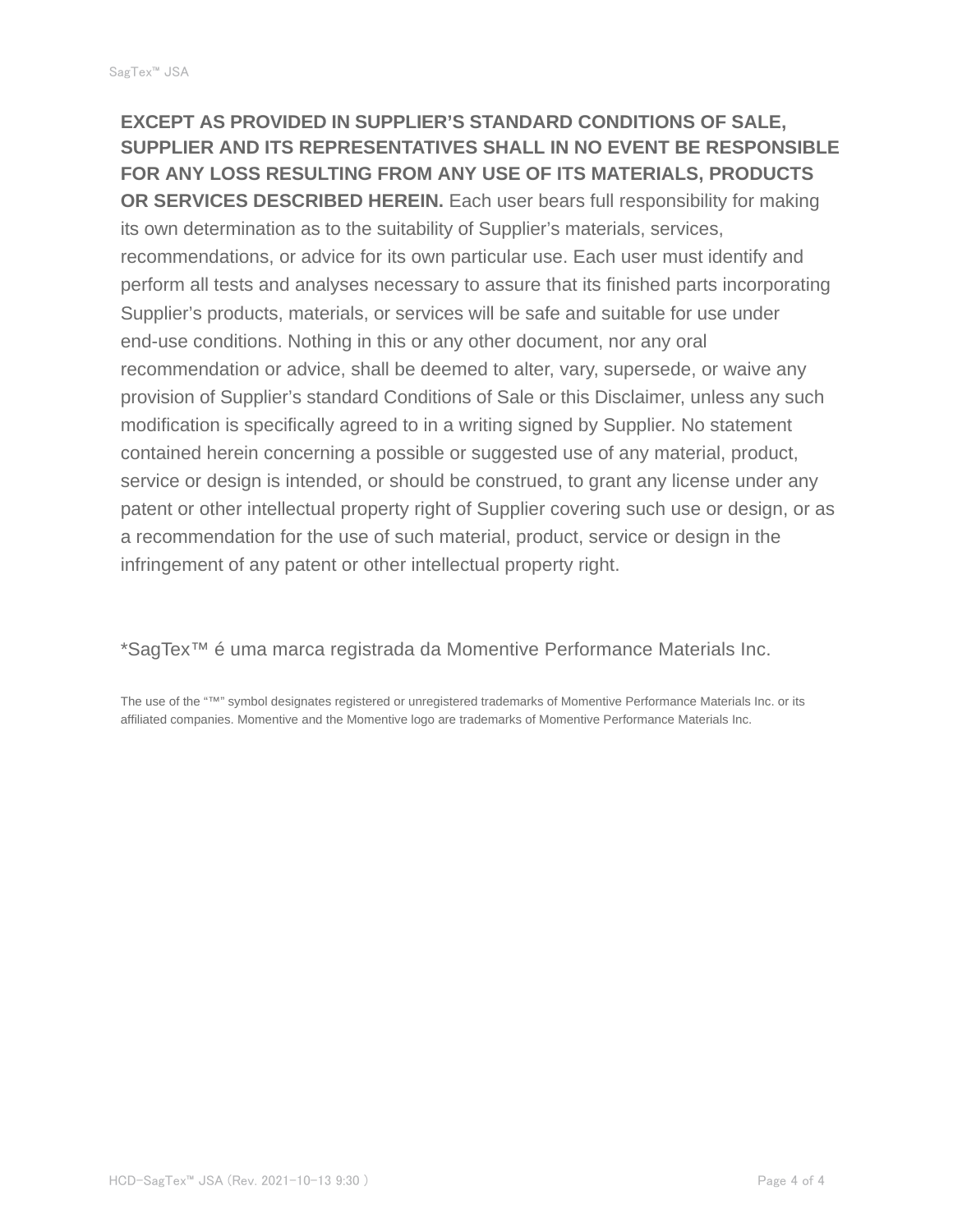**EXCEPT AS PROVIDED IN SUPPLIER'S STANDARD CONDITIONS OF SALE, SUPPLIER AND ITS REPRESENTATIVES SHALL IN NO EVENT BE RESPONSIBLE FOR ANY LOSS RESULTING FROM ANY USE OF ITS MATERIALS, PRODUCTS OR SERVICES DESCRIBED HEREIN.** Each user bears full responsibility for making its own determination as to the suitability of Supplier's materials, services, recommendations, or advice for its own particular use. Each user must identify and perform all tests and analyses necessary to assure that its finished parts incorporating Supplier's products, materials, or services will be safe and suitable for use under end-use conditions. Nothing in this or any other document, nor any oral recommendation or advice, shall be deemed to alter, vary, supersede, or waive any provision of Supplier's standard Conditions of Sale or this Disclaimer, unless any such modification is specifically agreed to in a writing signed by Supplier. No statement contained herein concerning a possible or suggested use of any material, product, service or design is intended, or should be construed, to grant any license under any patent or other intellectual property right of Supplier covering such use or design, or as a recommendation for the use of such material, product, service or design in the infringement of any patent or other intellectual property right.

*SagTex™ é uma marca registrada da Momentive Performance Materials Inc.

The use of the "™" symbol designates registered or unregistered trademarks of Momentive Performance Materials Inc. or its affiliated companies. Momentive and the Momentive logo are trademarks of Momentive Performance Materials Inc.